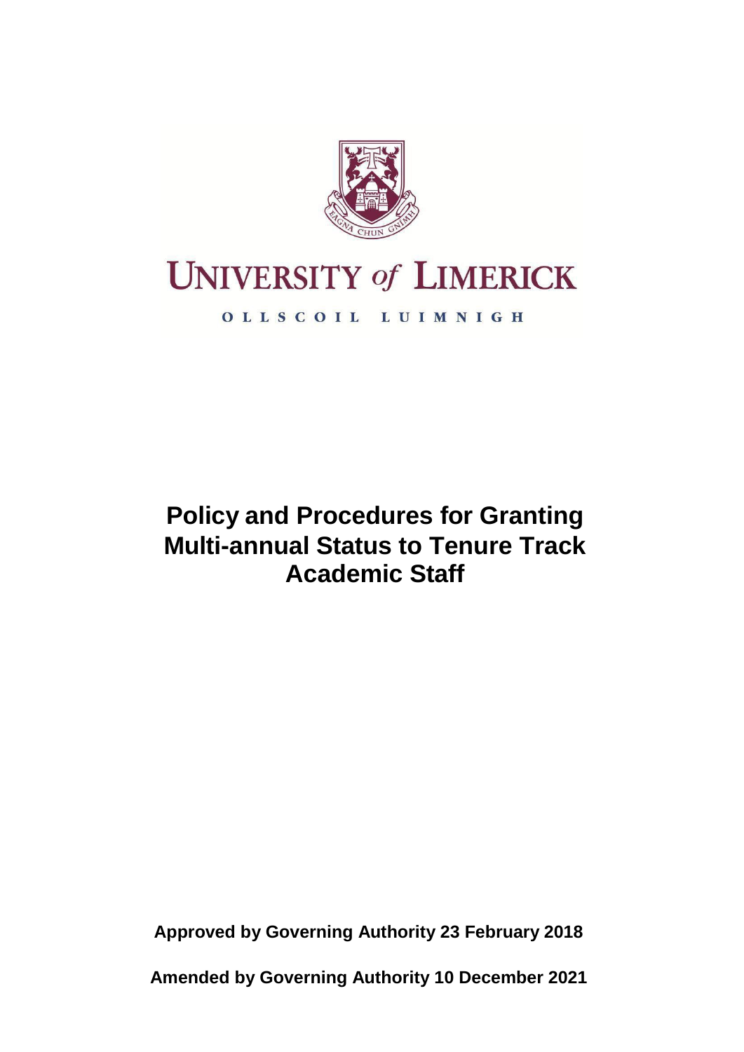UNIVERSITY *of* LIMERICK

OLLSCOIL LUIMNIGH

# Policy and Procedures for Granting Multi-annual Status to Tenure Track Academic Staff

**Approved by Governing Authority 23 February 2018**

**Amended by Governing Authority 10 December 2021**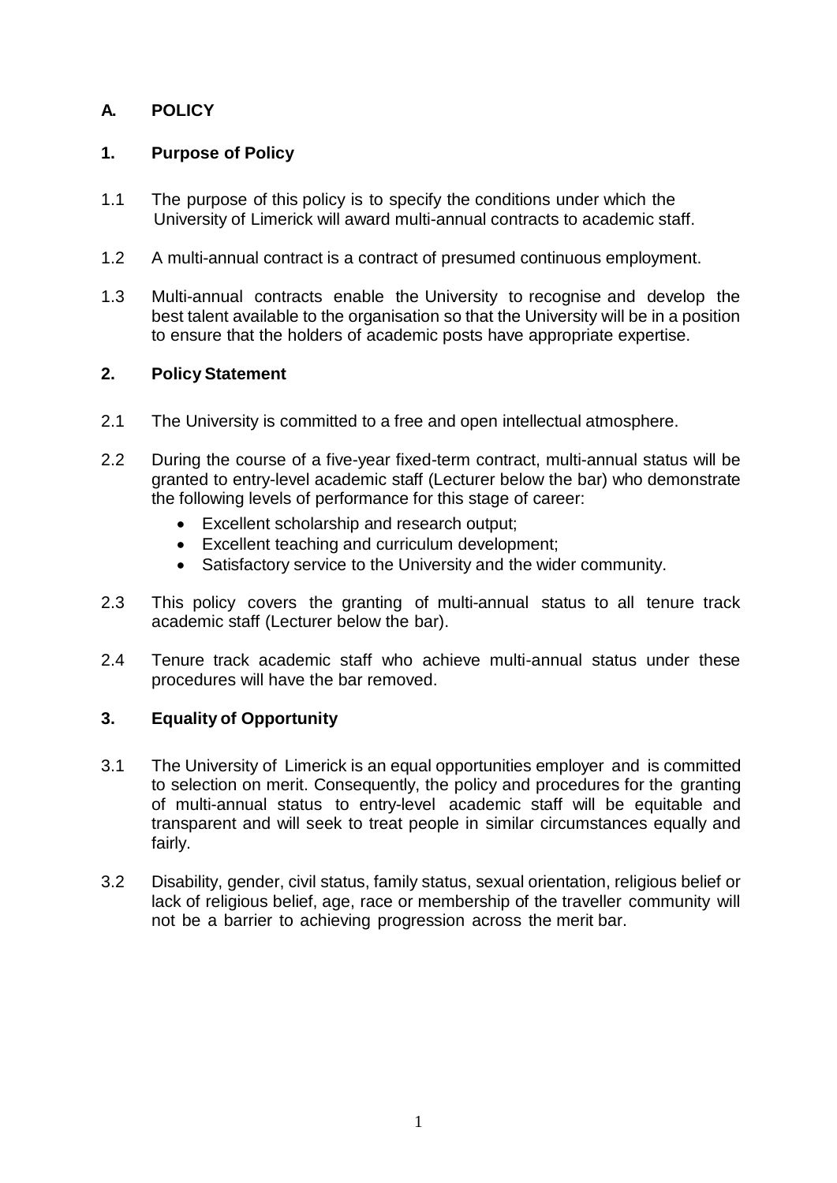## A. POLICY

### 1. Purpose of Policy

1.1 The purpose of this policy is to specify the conditions under which the University of Limerick will award multi-annual contracts to academic staff.

1.2 A multi-annual contract is a contract of presumed continuous employment.

1.3 Multi-annual contracts enable the University to recognise and develop the best talent available to the organisation so that the University will be in a position to ensure that the holders of academic posts have appropriate expertise.

### 2. Policy Statement

2.1 The University is committed to a free and open intellectual atmosphere.

2.2 During the course of a five-year fixed-term contract, multi-annual status will be granted to entry-level academic staff (Lecturer below the bar) who demonstrate the following levels of performance for this stage of career:

- Excellent scholarship and research output;
- Excellent teaching and curriculum development;
- Satisfactory service to the University and the wider community.

2.3 This policy covers the granting of multi-annual status to all tenure track academic staff (Lecturer below the bar).

2.4 Tenure track academic staff who achieve multi-annual status under these procedures will have the bar removed.

### 3. Equality of Opportunity

3.1 The University of Limerick is an equal opportunities employer and is committed to selection on merit. Consequently, the policy and procedures for the granting of multi-annual status to entry-level academic staff will be equitable and transparent and will seek to treat people in similar circumstances equally and fairly.

3.2 Disability, gender, civil status, family status, sexual orientation, religious belief or lack of religious belief, age, race or membership of the traveller community will not be a barrier to achieving progression across the merit bar.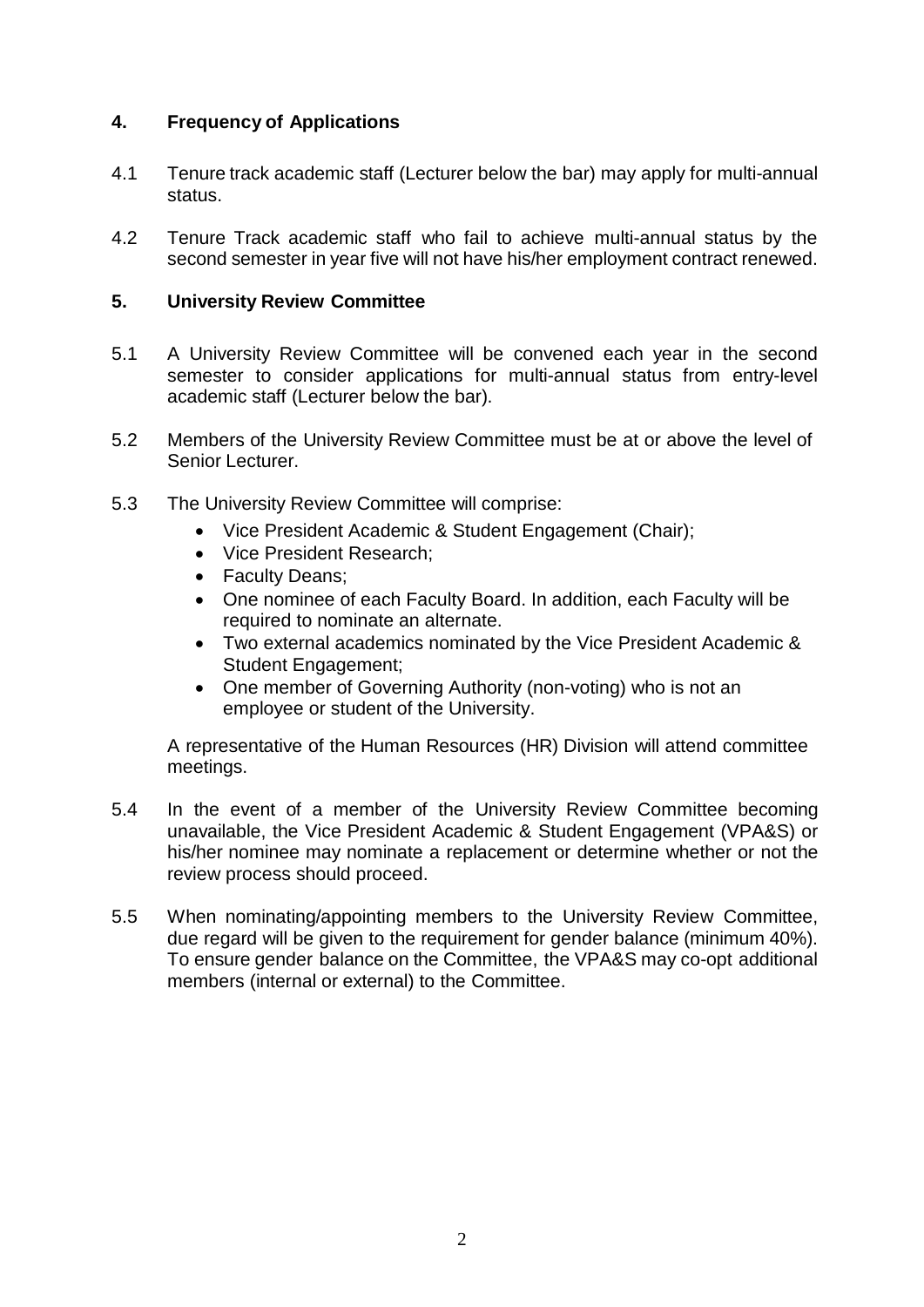## 4. Frequency of Applications

4.1 Tenure track academic staff (Lecturer below the bar) may apply for multi-annual status.

4.2 Tenure Track academic staff who fail to achieve multi-annual status by the second semester in year five will not have his/her employment contract renewed.

## 5. University Review Committee

5.1 A University Review Committee will be convened each year in the second semester to consider applications for multi-annual status from entry-level academic staff (Lecturer below the bar).

5.2 Members of the University Review Committee must be at or above the level of Senior Lecturer.

5.3 The University Review Committee will comprise:

- Vice President Academic & Student Engagement (Chair);
- Vice President Research;
- Faculty Deans;
- One nominee of each Faculty Board. In addition, each Faculty will be required to nominate an alternate.
- Two external academics nominated by the Vice President Academic & Student Engagement;
- One member of Governing Authority (non-voting) who is not an employee or student of the University.

A representative of the Human Resources (HR) Division will attend committee meetings.

5.4 In the event of a member of the University Review Committee becoming unavailable, the Vice President Academic & Student Engagement (VPA&S) or his/her nominee may nominate a replacement or determine whether or not the review process should proceed.

5.5 When nominating/appointing members to the University Review Committee, due regard will be given to the requirement for gender balance (minimum 40%). To ensure gender balance on the Committee, the VPA&S may co-opt additional members (internal or external) to the Committee.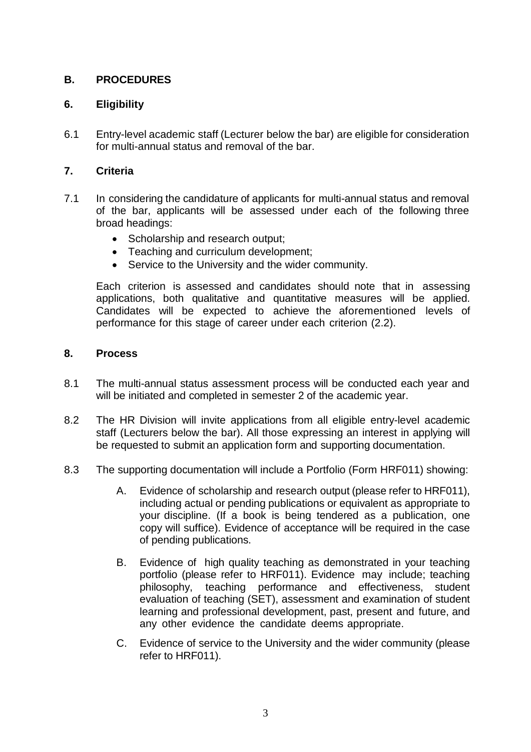## B. PROCEDURES

### 6. Eligibility

6.1 Entry-level academic staff (Lecturer below the bar) are eligible for consideration for multi-annual status and removal of the bar.

### 7. Criteria

7.1 In considering the candidature of applicants for multi-annual status and removal of the bar, applicants will be assessed under each of the following three broad headings:

- Scholarship and research output;
- Teaching and curriculum development;
- Service to the University and the wider community.

Each criterion is assessed and candidates should note that in assessing applications, both qualitative and quantitative measures will be applied. Candidates will be expected to achieve the aforementioned levels of performance for this stage of career under each criterion (2.2).

### 8. Process

8.1 The multi-annual status assessment process will be conducted each year and will be initiated and completed in semester 2 of the academic year.

8.2 The HR Division will invite applications from all eligible entry-level academic staff (Lecturers below the bar). All those expressing an interest in applying will be requested to submit an application form and supporting documentation.

8.3 The supporting documentation will include a Portfolio (Form HRF011) showing:

A. Evidence of scholarship and research output (please refer to HRF011), including actual or pending publications or equivalent as appropriate to your discipline. (If a book is being tendered as a publication, one copy will suffice). Evidence of acceptance will be required in the case of pending publications.

B. Evidence of high quality teaching as demonstrated in your teaching portfolio (please refer to HRF011). Evidence may include; teaching philosophy, teaching performance and effectiveness, student evaluation of teaching (SET), assessment and examination of student learning and professional development, past, present and future, and any other evidence the candidate deems appropriate.

C. Evidence of service to the University and the wider community (please refer to HRF011).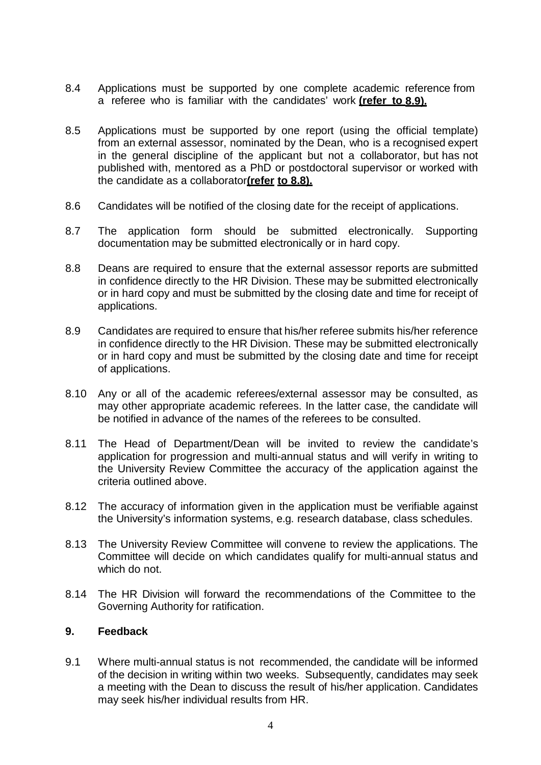8.4 Applications must be supported by one complete academic reference from a referee who is familiar with the candidates' work **(refer to 8.9).**

8.5 Applications must be supported by one report (using the official template) from an external assessor, nominated by the Dean, who is a recognised expert in the general discipline of the applicant but not a collaborator, but has not published with, mentored as a PhD or postdoctoral supervisor or worked with the candidate as a collaborator**(refer to 8.8).**

8.6 Candidates will be notified of the closing date for the receipt of applications.

8.7 The application form should be submitted electronically. Supporting documentation may be submitted electronically or in hard copy.

8.8 Deans are required to ensure that the external assessor reports are submitted in confidence directly to the HR Division. These may be submitted electronically or in hard copy and must be submitted by the closing date and time for receipt of applications.

8.9 Candidates are required to ensure that his/her referee submits his/her reference in confidence directly to the HR Division. These may be submitted electronically or in hard copy and must be submitted by the closing date and time for receipt of applications.

8.10 Any or all of the academic referees/external assessor may be consulted, as may other appropriate academic referees. In the latter case, the candidate will be notified in advance of the names of the referees to be consulted.

8.11 The Head of Department/Dean will be invited to review the candidate's application for progression and multi-annual status and will verify in writing to the University Review Committee the accuracy of the application against the criteria outlined above.

8.12 The accuracy of information given in the application must be verifiable against the University's information systems, e.g. research database, class schedules.

8.13 The University Review Committee will convene to review the applications. The Committee will decide on which candidates qualify for multi-annual status and which do not.

8.14 The HR Division will forward the recommendations of the Committee to the Governing Authority for ratification.

## 9. Feedback

9.1 Where multi-annual status is not recommended, the candidate will be informed of the decision in writing within two weeks. Subsequently, candidates may seek a meeting with the Dean to discuss the result of his/her application. Candidates may seek his/her individual results from HR.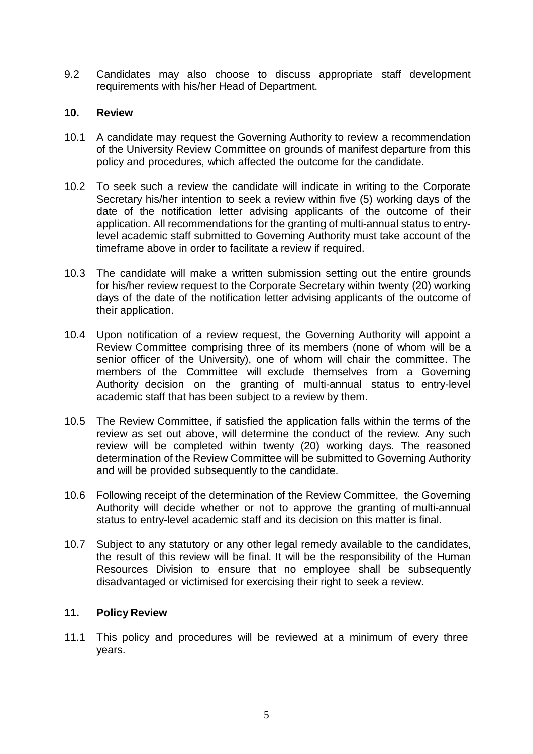9.2 Candidates may also choose to discuss appropriate staff development requirements with his/her Head of Department.

## 10. Review

10.1 A candidate may request the Governing Authority to review a recommendation of the University Review Committee on grounds of manifest departure from this policy and procedures, which affected the outcome for the candidate.

10.2 To seek such a review the candidate will indicate in writing to the Corporate Secretary his/her intention to seek a review within five (5) working days of the date of the notification letter advising applicants of the outcome of their application. All recommendations for the granting of multi-annual status to entry-level academic staff submitted to Governing Authority must take account of the timeframe above in order to facilitate a review if required.

10.3 The candidate will make a written submission setting out the entire grounds for his/her review request to the Corporate Secretary within twenty (20) working days of the date of the notification letter advising applicants of the outcome of their application.

10.4 Upon notification of a review request, the Governing Authority will appoint a Review Committee comprising three of its members (none of whom will be a senior officer of the University), one of whom will chair the committee. The members of the Committee will exclude themselves from a Governing Authority decision on the granting of multi-annual status to entry-level academic staff that has been subject to a review by them.

10.5 The Review Committee, if satisfied the application falls within the terms of the review as set out above, will determine the conduct of the review. Any such review will be completed within twenty (20) working days. The reasoned determination of the Review Committee will be submitted to Governing Authority and will be provided subsequently to the candidate.

10.6 Following receipt of the determination of the Review Committee, the Governing Authority will decide whether or not to approve the granting of multi-annual status to entry-level academic staff and its decision on this matter is final.

10.7 Subject to any statutory or any other legal remedy available to the candidates, the result of this review will be final. It will be the responsibility of the Human Resources Division to ensure that no employee shall be subsequently disadvantaged or victimised for exercising their right to seek a review.

## 11. Policy Review

11.1 This policy and procedures will be reviewed at a minimum of every three years.